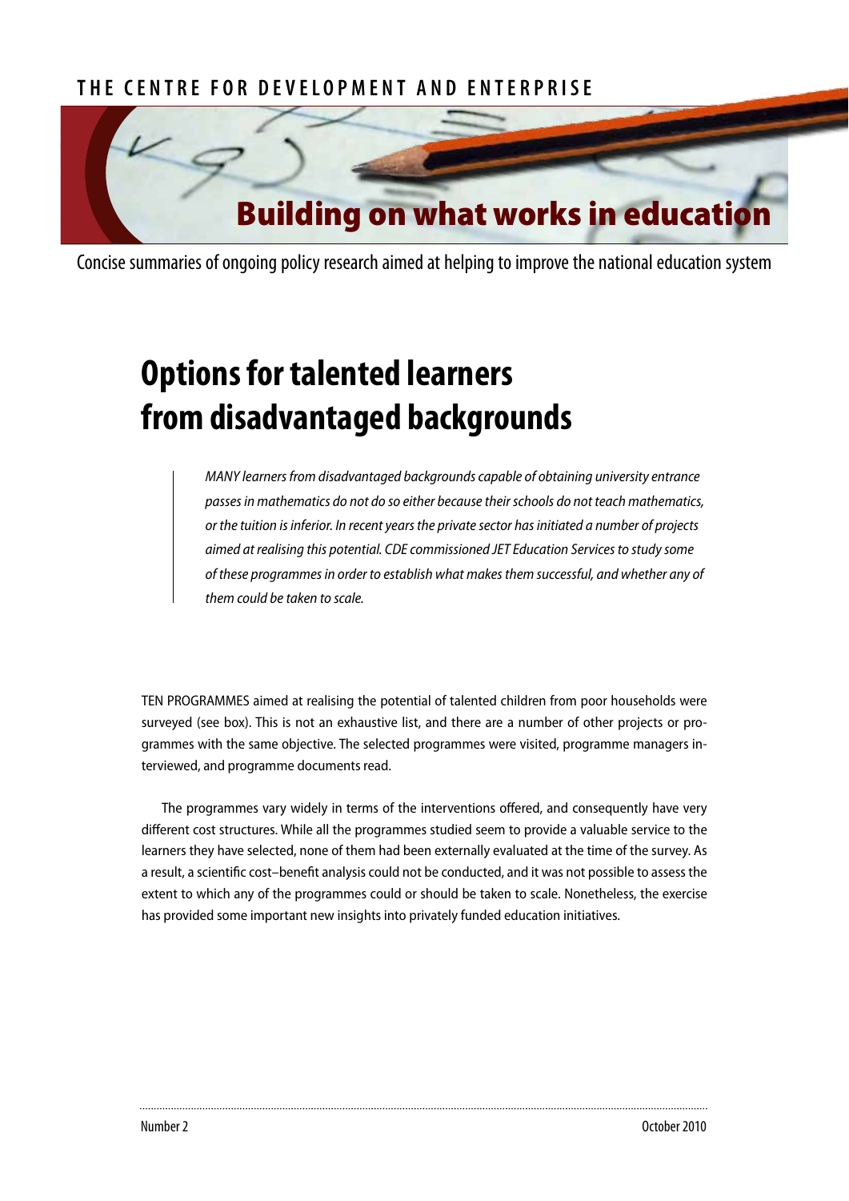THE CENTRE FOR DEVELOPMENT AND ENTERPRISE

# Building on what works in education

Concise summaries of ongoing policy research aimed at helping to improve the national education system

## Options for talented learners from disadvantaged backgrounds

*MANY learners from disadvantaged backgrounds capable of obtaining university entrance passes in mathematics do not do so either because their schools do not teach mathematics, or the tuition is inferior. In recent years the private sector has initiated a number of projects aimed at realising this potential. CDE commissioned JET Education Services to study some of these programmes in order to establish what makes them successful, and whether any of them could be taken to scale.*

TEN PROGRAMMES aimed at realising the potential of talented children from poor households were surveyed (see box). This is not an exhaustive list, and there are a number of other projects or programmes with the same objective. The selected programmes were visited, programme managers interviewed, and programme documents read.

The programmes vary widely in terms of the interventions offered, and consequently have very different cost structures. While all the programmes studied seem to provide a valuable service to the learners they have selected, none of them had been externally evaluated at the time of the survey. As a result, a scientific cost–benefit analysis could not be conducted, and it was not possible to assess the extent to which any of the programmes could or should be taken to scale. Nonetheless, the exercise has provided some important new insights into privately funded education initiatives.

Number 2

October 2010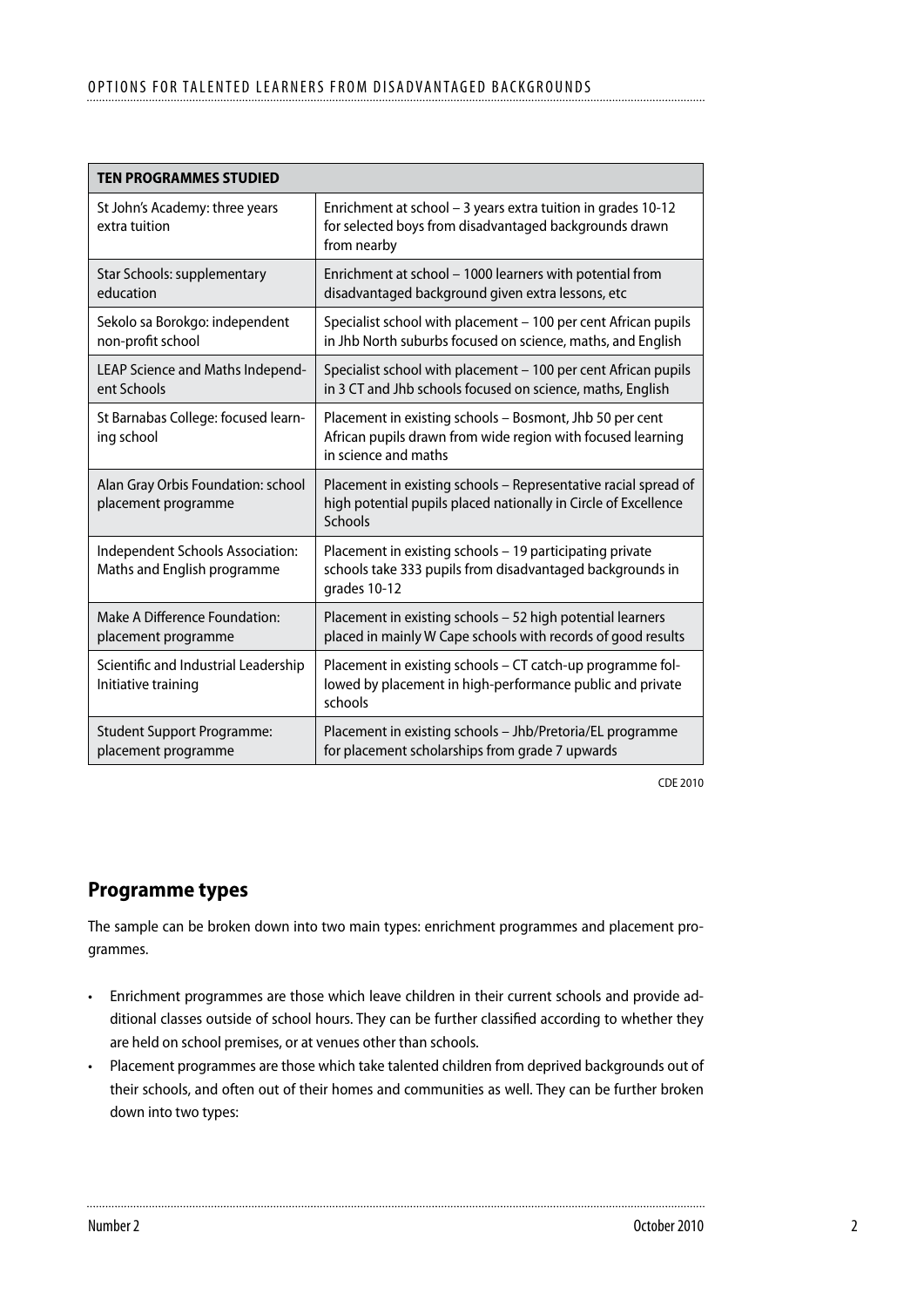| TEN PROGRAMMES STUDIED | |
|---|---|
| St John's Academy: three years extra tuition | Enrichment at school – 3 years extra tuition in grades 10-12 for selected boys from disadvantaged backgrounds drawn from nearby |
| Star Schools: supplementary education | Enrichment at school – 1000 learners with potential from disadvantaged background given extra lessons, etc |
| Sekolo sa Borokgo: independent non-profit school | Specialist school with placement – 100 per cent African pupils in Jhb North suburbs focused on science, maths, and English |
| LEAP Science and Maths Independent Schools | Specialist school with placement – 100 per cent African pupils in 3 CT and Jhb schools focused on science, maths, English |
| St Barnabas College: focused learning school | Placement in existing schools – Bosmont, Jhb 50 per cent African pupils drawn from wide region with focused learning in science and maths |
| Alan Gray Orbis Foundation: school placement programme | Placement in existing schools – Representative racial spread of high potential pupils placed nationally in Circle of Excellence Schools |
| Independent Schools Association: Maths and English programme | Placement in existing schools – 19 participating private schools take 333 pupils from disadvantaged backgrounds in grades 10-12 |
| Make A Difference Foundation: placement programme | Placement in existing schools – 52 high potential learners placed in mainly W Cape schools with records of good results |
| Scientific and Industrial Leadership Initiative training | Placement in existing schools – CT catch-up programme followed by placement in high-performance public and private schools |
| Student Support Programme: placement programme | Placement in existing schools – Jhb/Pretoria/EL programme for placement scholarships from grade 7 upwards |

CDE 2010

## Programme types

The sample can be broken down into two main types: enrichment programmes and placement programmes.

- Enrichment programmes are those which leave children in their current schools and provide additional classes outside of school hours. They can be further classified according to whether they are held on school premises, or at venues other than schools.
- Placement programmes are those which take talented children from deprived backgrounds out of their schools, and often out of their homes and communities as well. They can be further broken down into two types: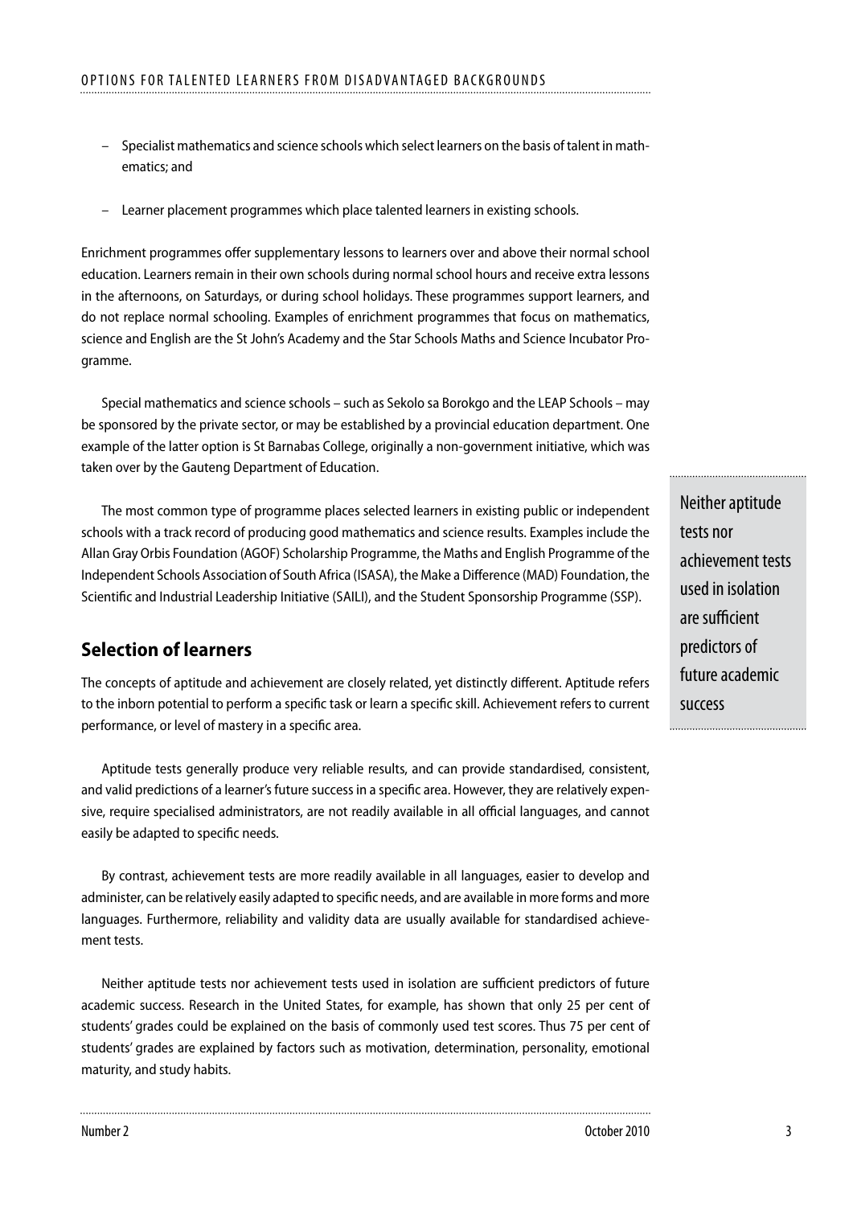- Specialist mathematics and science schools which select learners on the basis of talent in mathematics; and
- Learner placement programmes which place talented learners in existing schools.

Enrichment programmes offer supplementary lessons to learners over and above their normal school education. Learners remain in their own schools during normal school hours and receive extra lessons in the afternoons, on Saturdays, or during school holidays. These programmes support learners, and do not replace normal schooling. Examples of enrichment programmes that focus on mathematics, science and English are the St John's Academy and the Star Schools Maths and Science Incubator Programme.

Special mathematics and science schools – such as Sekolo sa Borokgo and the LEAP Schools – may be sponsored by the private sector, or may be established by a provincial education department. One example of the latter option is St Barnabas College, originally a non-government initiative, which was taken over by the Gauteng Department of Education.

The most common type of programme places selected learners in existing public or independent schools with a track record of producing good mathematics and science results. Examples include the Allan Gray Orbis Foundation (AGOF) Scholarship Programme, the Maths and English Programme of the Independent Schools Association of South Africa (ISASA), the Make a Difference (MAD) Foundation, the Scientific and Industrial Leadership Initiative (SAILI), and the Student Sponsorship Programme (SSP).

> Neither aptitude tests nor achievement tests used in isolation are sufficient predictors of future academic success

## Selection of learners

The concepts of aptitude and achievement are closely related, yet distinctly different. Aptitude refers to the inborn potential to perform a specific task or learn a specific skill. Achievement refers to current performance, or level of mastery in a specific area.

Aptitude tests generally produce very reliable results, and can provide standardised, consistent, and valid predictions of a learner's future success in a specific area. However, they are relatively expensive, require specialised administrators, are not readily available in all official languages, and cannot easily be adapted to specific needs.

By contrast, achievement tests are more readily available in all languages, easier to develop and administer, can be relatively easily adapted to specific needs, and are available in more forms and more languages. Furthermore, reliability and validity data are usually available for standardised achievement tests.

Neither aptitude tests nor achievement tests used in isolation are sufficient predictors of future academic success. Research in the United States, for example, has shown that only 25 per cent of students' grades could be explained on the basis of commonly used test scores. Thus 75 per cent of students' grades are explained by factors such as motivation, determination, personality, emotional maturity, and study habits.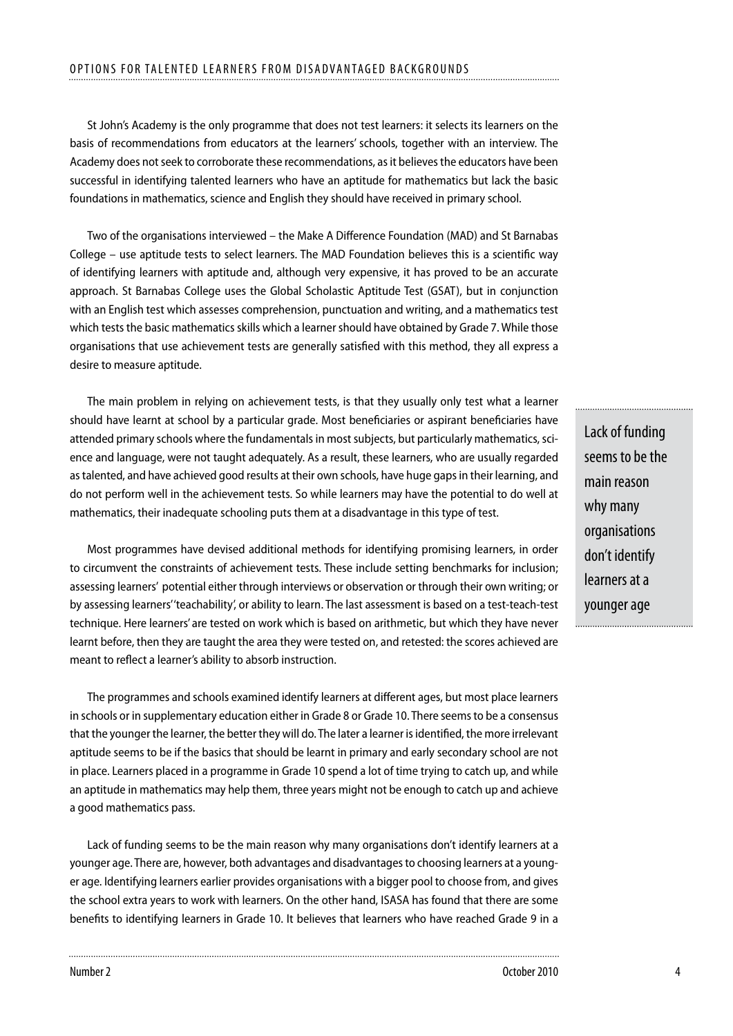St John's Academy is the only programme that does not test learners: it selects its learners on the basis of recommendations from educators at the learners' schools, together with an interview. The Academy does not seek to corroborate these recommendations, as it believes the educators have been successful in identifying talented learners who have an aptitude for mathematics but lack the basic foundations in mathematics, science and English they should have received in primary school.

Two of the organisations interviewed – the Make A Difference Foundation (MAD) and St Barnabas College – use aptitude tests to select learners. The MAD Foundation believes this is a scientific way of identifying learners with aptitude and, although very expensive, it has proved to be an accurate approach. St Barnabas College uses the Global Scholastic Aptitude Test (GSAT), but in conjunction with an English test which assesses comprehension, punctuation and writing, and a mathematics test which tests the basic mathematics skills which a learner should have obtained by Grade 7. While those organisations that use achievement tests are generally satisfied with this method, they all express a desire to measure aptitude.

The main problem in relying on achievement tests, is that they usually only test what a learner should have learnt at school by a particular grade. Most beneficiaries or aspirant beneficiaries have attended primary schools where the fundamentals in most subjects, but particularly mathematics, science and language, were not taught adequately. As a result, these learners, who are usually regarded as talented, and have achieved good results at their own schools, have huge gaps in their learning, and do not perform well in the achievement tests. So while learners may have the potential to do well at mathematics, their inadequate schooling puts them at a disadvantage in this type of test.

> Lack of funding seems to be the main reason why many organisations don't identify learners at a younger age

Most programmes have devised additional methods for identifying promising learners, in order to circumvent the constraints of achievement tests. These include setting benchmarks for inclusion; assessing learners' potential either through interviews or observation or through their own writing; or by assessing learners' 'teachability', or ability to learn. The last assessment is based on a test-teach-test technique. Here learners' are tested on work which is based on arithmetic, but which they have never learnt before, then they are taught the area they were tested on, and retested: the scores achieved are meant to reflect a learner's ability to absorb instruction.

The programmes and schools examined identify learners at different ages, but most place learners in schools or in supplementary education either in Grade 8 or Grade 10. There seems to be a consensus that the younger the learner, the better they will do. The later a learner is identified, the more irrelevant aptitude seems to be if the basics that should be learnt in primary and early secondary school are not in place. Learners placed in a programme in Grade 10 spend a lot of time trying to catch up, and while an aptitude in mathematics may help them, three years might not be enough to catch up and achieve a good mathematics pass.

Lack of funding seems to be the main reason why many organisations don't identify learners at a younger age. There are, however, both advantages and disadvantages to choosing learners at a younger age. Identifying learners earlier provides organisations with a bigger pool to choose from, and gives the school extra years to work with learners. On the other hand, ISASA has found that there are some benefits to identifying learners in Grade 10. It believes that learners who have reached Grade 9 in a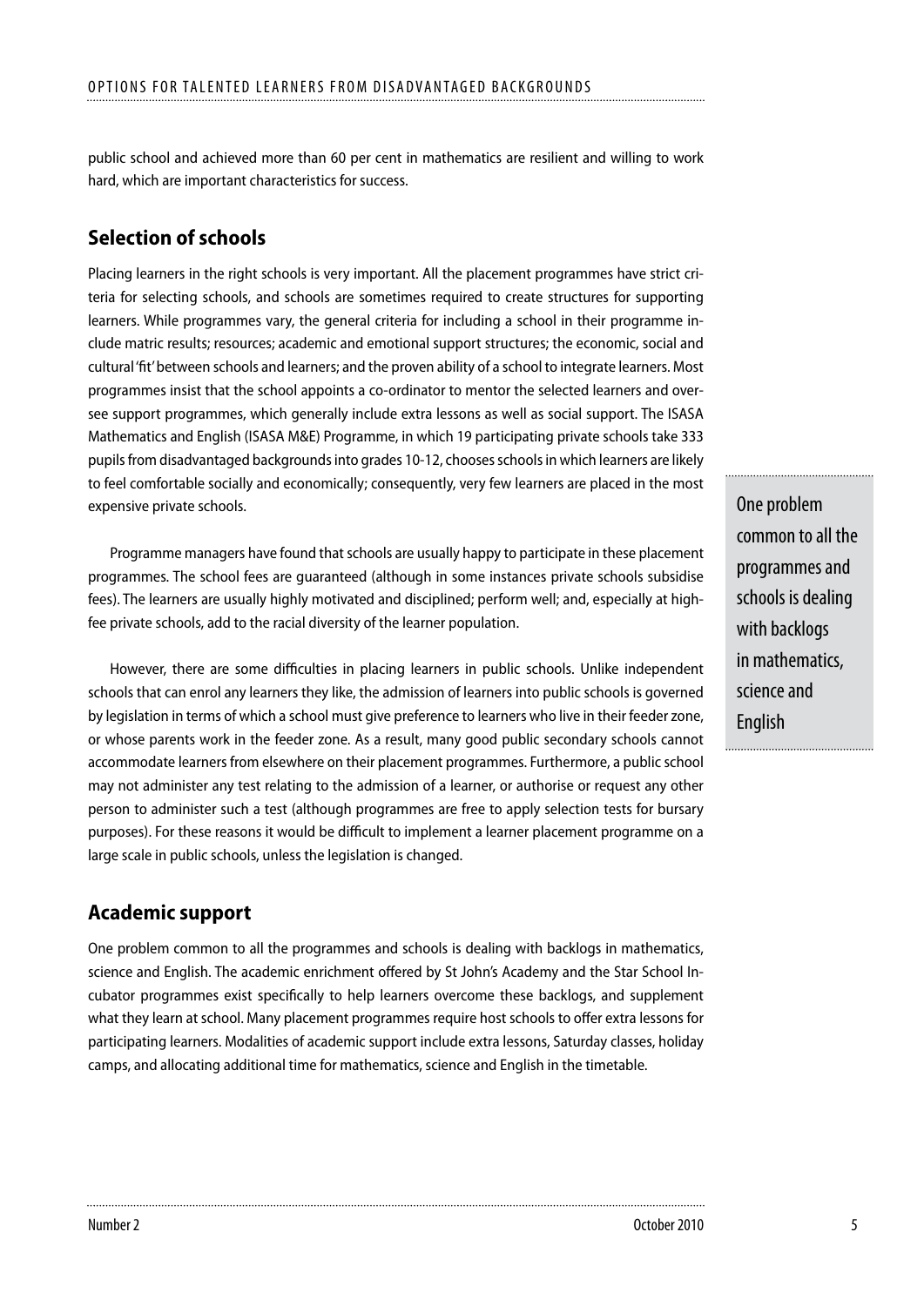public school and achieved more than 60 per cent in mathematics are resilient and willing to work hard, which are important characteristics for success.

## Selection of schools

Placing learners in the right schools is very important. All the placement programmes have strict criteria for selecting schools, and schools are sometimes required to create structures for supporting learners. While programmes vary, the general criteria for including a school in their programme include matric results; resources; academic and emotional support structures; the economic, social and cultural 'fit' between schools and learners; and the proven ability of a school to integrate learners. Most programmes insist that the school appoints a co-ordinator to mentor the selected learners and oversee support programmes, which generally include extra lessons as well as social support. The ISASA Mathematics and English (ISASA M&E) Programme, in which 19 participating private schools take 333 pupils from disadvantaged backgrounds into grades 10-12, chooses schools in which learners are likely to feel comfortable socially and economically; consequently, very few learners are placed in the most expensive private schools.

Programme managers have found that schools are usually happy to participate in these placement programmes. The school fees are guaranteed (although in some instances private schools subsidise fees). The learners are usually highly motivated and disciplined; perform well; and, especially at high-fee private schools, add to the racial diversity of the learner population.

However, there are some difficulties in placing learners in public schools. Unlike independent schools that can enrol any learners they like, the admission of learners into public schools is governed by legislation in terms of which a school must give preference to learners who live in their feeder zone, or whose parents work in the feeder zone. As a result, many good public secondary schools cannot accommodate learners from elsewhere on their placement programmes. Furthermore, a public school may not administer any test relating to the admission of a learner, or authorise or request any other person to administer such a test (although programmes are free to apply selection tests for bursary purposes). For these reasons it would be difficult to implement a learner placement programme on a large scale in public schools, unless the legislation is changed.

> One problem common to all the programmes and schools is dealing with backlogs in mathematics, science and English

## Academic support

One problem common to all the programmes and schools is dealing with backlogs in mathematics, science and English. The academic enrichment offered by St John's Academy and the Star School Incubator programmes exist specifically to help learners overcome these backlogs, and supplement what they learn at school. Many placement programmes require host schools to offer extra lessons for participating learners. Modalities of academic support include extra lessons, Saturday classes, holiday camps, and allocating additional time for mathematics, science and English in the timetable.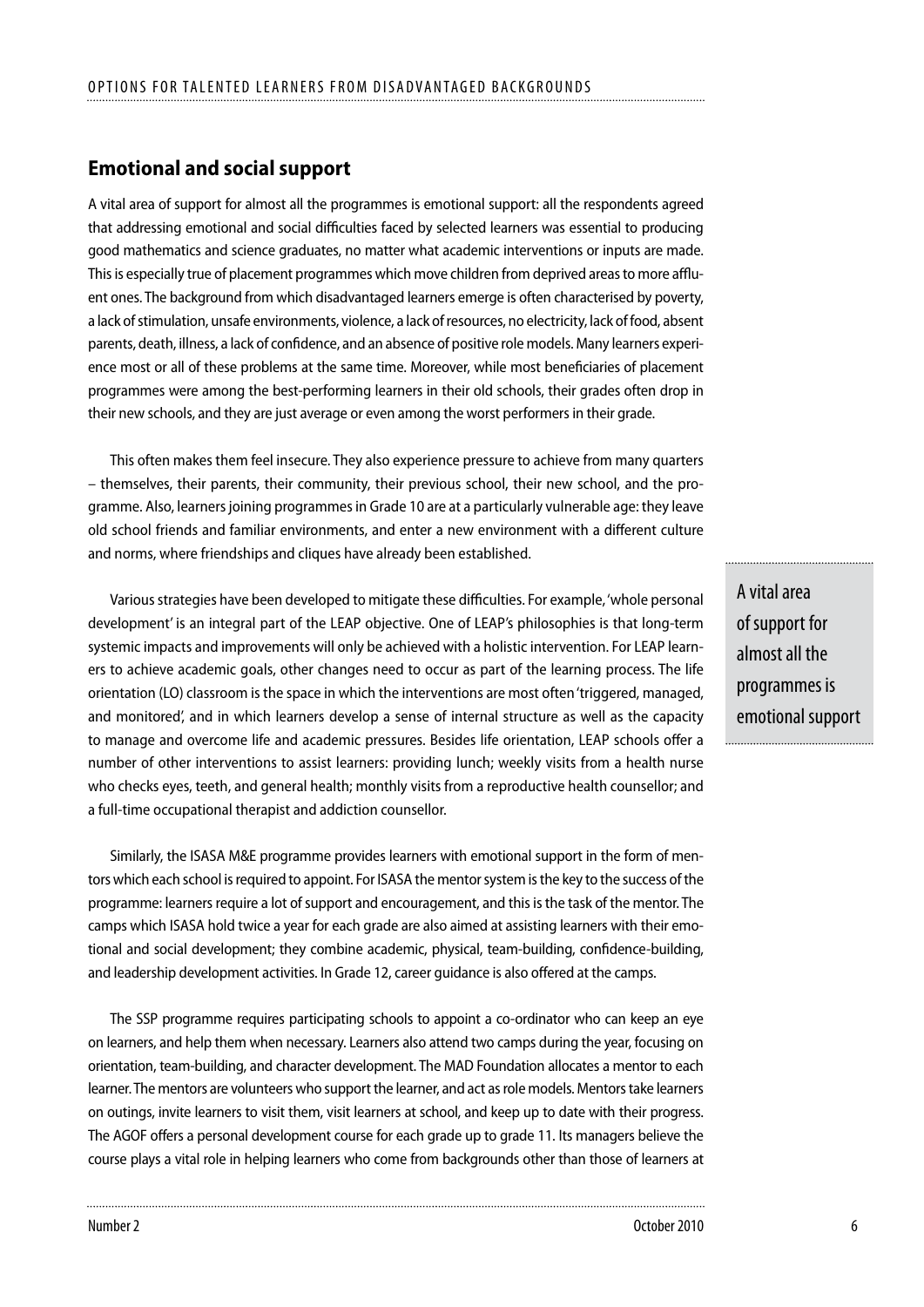## Emotional and social support

A vital area of support for almost all the programmes is emotional support: all the respondents agreed that addressing emotional and social difficulties faced by selected learners was essential to producing good mathematics and science graduates, no matter what academic interventions or inputs are made. This is especially true of placement programmes which move children from deprived areas to more affluent ones. The background from which disadvantaged learners emerge is often characterised by poverty, a lack of stimulation, unsafe environments, violence, a lack of resources, no electricity, lack of food, absent parents, death, illness, a lack of confidence, and an absence of positive role models. Many learners experience most or all of these problems at the same time. Moreover, while most beneficiaries of placement programmes were among the best-performing learners in their old schools, their grades often drop in their new schools, and they are just average or even among the worst performers in their grade.

This often makes them feel insecure. They also experience pressure to achieve from many quarters – themselves, their parents, their community, their previous school, their new school, and the programme. Also, learners joining programmes in Grade 10 are at a particularly vulnerable age: they leave old school friends and familiar environments, and enter a new environment with a different culture and norms, where friendships and cliques have already been established.

> A vital area of support for almost all the programmes is emotional support

Various strategies have been developed to mitigate these difficulties. For example, 'whole personal development' is an integral part of the LEAP objective. One of LEAP's philosophies is that long-term systemic impacts and improvements will only be achieved with a holistic intervention. For LEAP learners to achieve academic goals, other changes need to occur as part of the learning process. The life orientation (LO) classroom is the space in which the interventions are most often 'triggered, managed, and monitored', and in which learners develop a sense of internal structure as well as the capacity to manage and overcome life and academic pressures. Besides life orientation, LEAP schools offer a number of other interventions to assist learners: providing lunch; weekly visits from a health nurse who checks eyes, teeth, and general health; monthly visits from a reproductive health counsellor; and a full-time occupational therapist and addiction counsellor.

Similarly, the ISASA M&E programme provides learners with emotional support in the form of mentors which each school is required to appoint. For ISASA the mentor system is the key to the success of the programme: learners require a lot of support and encouragement, and this is the task of the mentor. The camps which ISASA hold twice a year for each grade are also aimed at assisting learners with their emotional and social development; they combine academic, physical, team-building, confidence-building, and leadership development activities. In Grade 12, career guidance is also offered at the camps.

The SSP programme requires participating schools to appoint a co-ordinator who can keep an eye on learners, and help them when necessary. Learners also attend two camps during the year, focusing on orientation, team-building, and character development. The MAD Foundation allocates a mentor to each learner. The mentors are volunteers who support the learner, and act as role models. Mentors take learners on outings, invite learners to visit them, visit learners at school, and keep up to date with their progress. The AGOF offers a personal development course for each grade up to grade 11. Its managers believe the course plays a vital role in helping learners who come from backgrounds other than those of learners at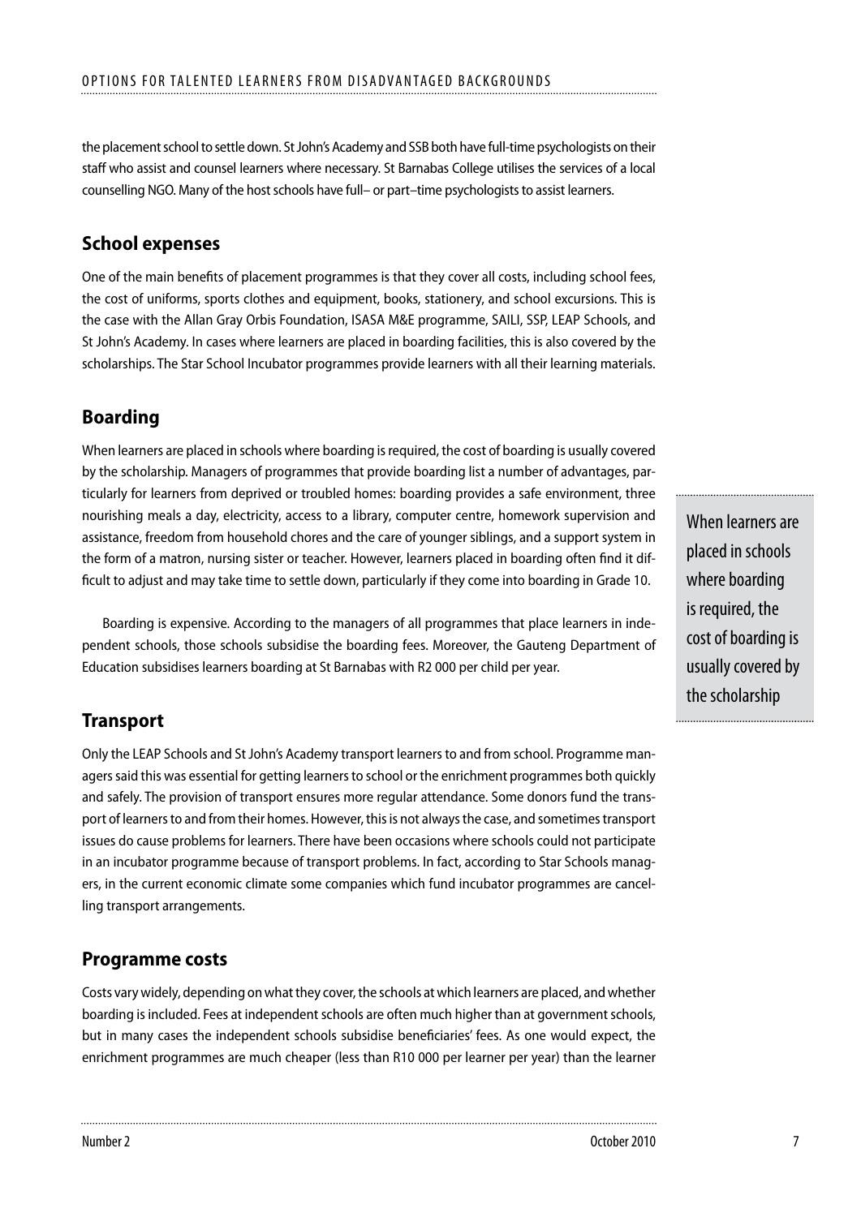the placement school to settle down. St John's Academy and SSB both have full-time psychologists on their staff who assist and counsel learners where necessary. St Barnabas College utilises the services of a local counselling NGO. Many of the host schools have full– or part–time psychologists to assist learners.

## School expenses

One of the main benefits of placement programmes is that they cover all costs, including school fees, the cost of uniforms, sports clothes and equipment, books, stationery, and school excursions. This is the case with the Allan Gray Orbis Foundation, ISASA M&E programme, SAILI, SSP, LEAP Schools, and St John's Academy. In cases where learners are placed in boarding facilities, this is also covered by the scholarships. The Star School Incubator programmes provide learners with all their learning materials.

## Boarding

When learners are placed in schools where boarding is required, the cost of boarding is usually covered by the scholarship. Managers of programmes that provide boarding list a number of advantages, particularly for learners from deprived or troubled homes: boarding provides a safe environment, three nourishing meals a day, electricity, access to a library, computer centre, homework supervision and assistance, freedom from household chores and the care of younger siblings, and a support system in the form of a matron, nursing sister or teacher. However, learners placed in boarding often find it difficult to adjust and may take time to settle down, particularly if they come into boarding in Grade 10.

Boarding is expensive. According to the managers of all programmes that place learners in independent schools, those schools subsidise the boarding fees. Moreover, the Gauteng Department of Education subsidises learners boarding at St Barnabas with R2 000 per child per year.

> When learners are placed in schools where boarding is required, the cost of boarding is usually covered by the scholarship

## Transport

Only the LEAP Schools and St John's Academy transport learners to and from school. Programme managers said this was essential for getting learners to school or the enrichment programmes both quickly and safely. The provision of transport ensures more regular attendance. Some donors fund the transport of learners to and from their homes. However, this is not always the case, and sometimes transport issues do cause problems for learners. There have been occasions where schools could not participate in an incubator programme because of transport problems. In fact, according to Star Schools managers, in the current economic climate some companies which fund incubator programmes are cancelling transport arrangements.

## Programme costs

Costs vary widely, depending on what they cover, the schools at which learners are placed, and whether boarding is included. Fees at independent schools are often much higher than at government schools, but in many cases the independent schools subsidise beneficiaries' fees. As one would expect, the enrichment programmes are much cheaper (less than R10 000 per learner per year) than the learner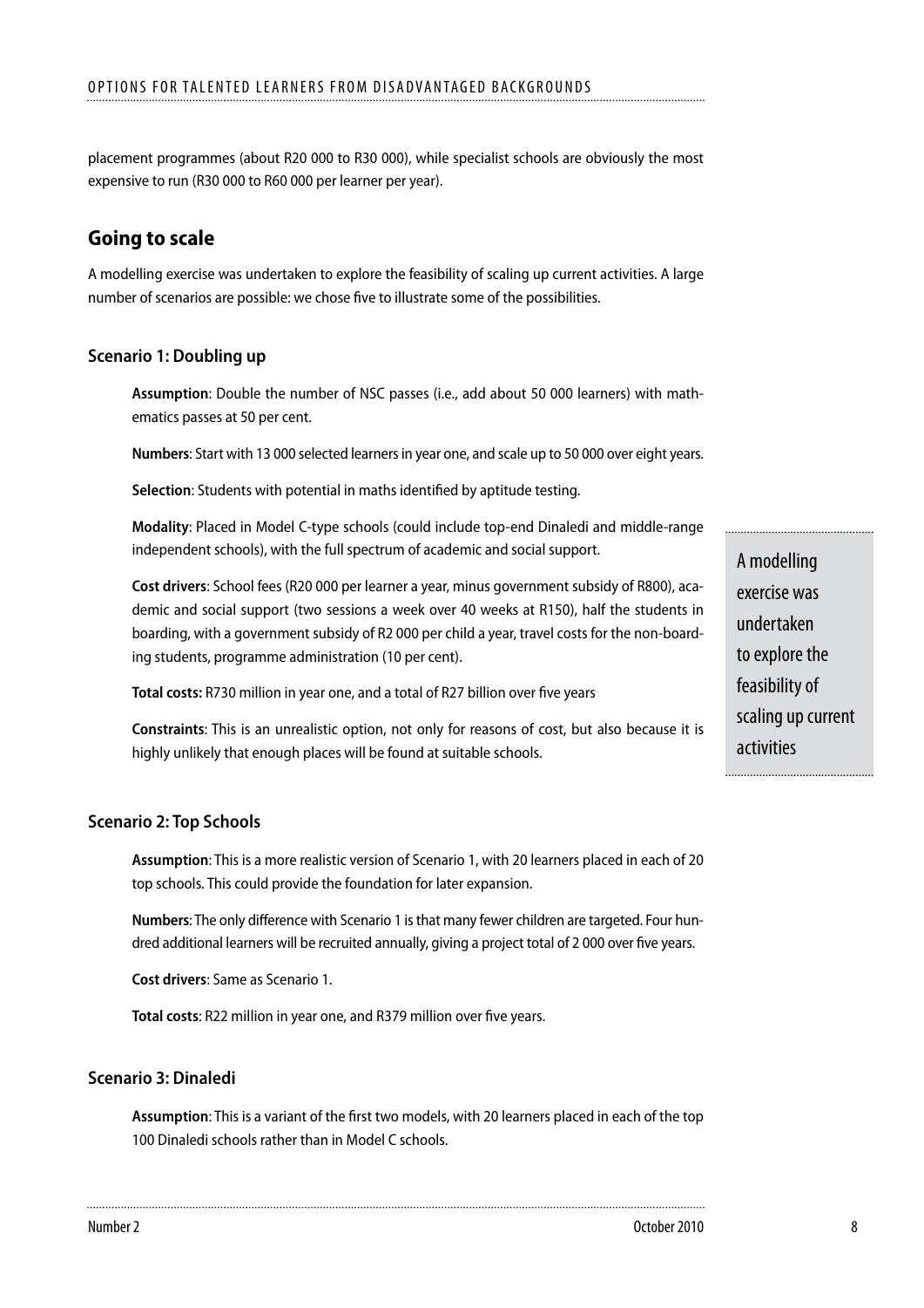placement programmes (about R20 000 to R30 000), while specialist schools are obviously the most expensive to run (R30 000 to R60 000 per learner per year).

## Going to scale

A modelling exercise was undertaken to explore the feasibility of scaling up current activities. A large number of scenarios are possible: we chose five to illustrate some of the possibilities.

### Scenario 1: Doubling up

**Assumption**: Double the number of NSC passes (i.e., add about 50 000 learners) with mathematics passes at 50 per cent.

**Numbers**: Start with 13 000 selected learners in year one, and scale up to 50 000 over eight years.

**Selection**: Students with potential in maths identified by aptitude testing.

**Modality**: Placed in Model C-type schools (could include top-end Dinaledi and middle-range independent schools), with the full spectrum of academic and social support.

**Cost drivers**: School fees (R20 000 per learner a year, minus government subsidy of R800), academic and social support (two sessions a week over 40 weeks at R150), half the students in boarding, with a government subsidy of R2 000 per child a year, travel costs for the non-boarding students, programme administration (10 per cent).

**Total costs:** R730 million in year one, and a total of R27 billion over five years

**Constraints**: This is an unrealistic option, not only for reasons of cost, but also because it is highly unlikely that enough places will be found at suitable schools.

> A modelling exercise was undertaken to explore the feasibility of scaling up current activities

### Scenario 2: Top Schools

**Assumption**: This is a more realistic version of Scenario 1, with 20 learners placed in each of 20 top schools. This could provide the foundation for later expansion.

**Numbers**: The only difference with Scenario 1 is that many fewer children are targeted. Four hundred additional learners will be recruited annually, giving a project total of 2 000 over five years.

**Cost drivers**: Same as Scenario 1.

**Total costs**: R22 million in year one, and R379 million over five years.

### Scenario 3: Dinaledi

**Assumption**: This is a variant of the first two models, with 20 learners placed in each of the top 100 Dinaledi schools rather than in Model C schools.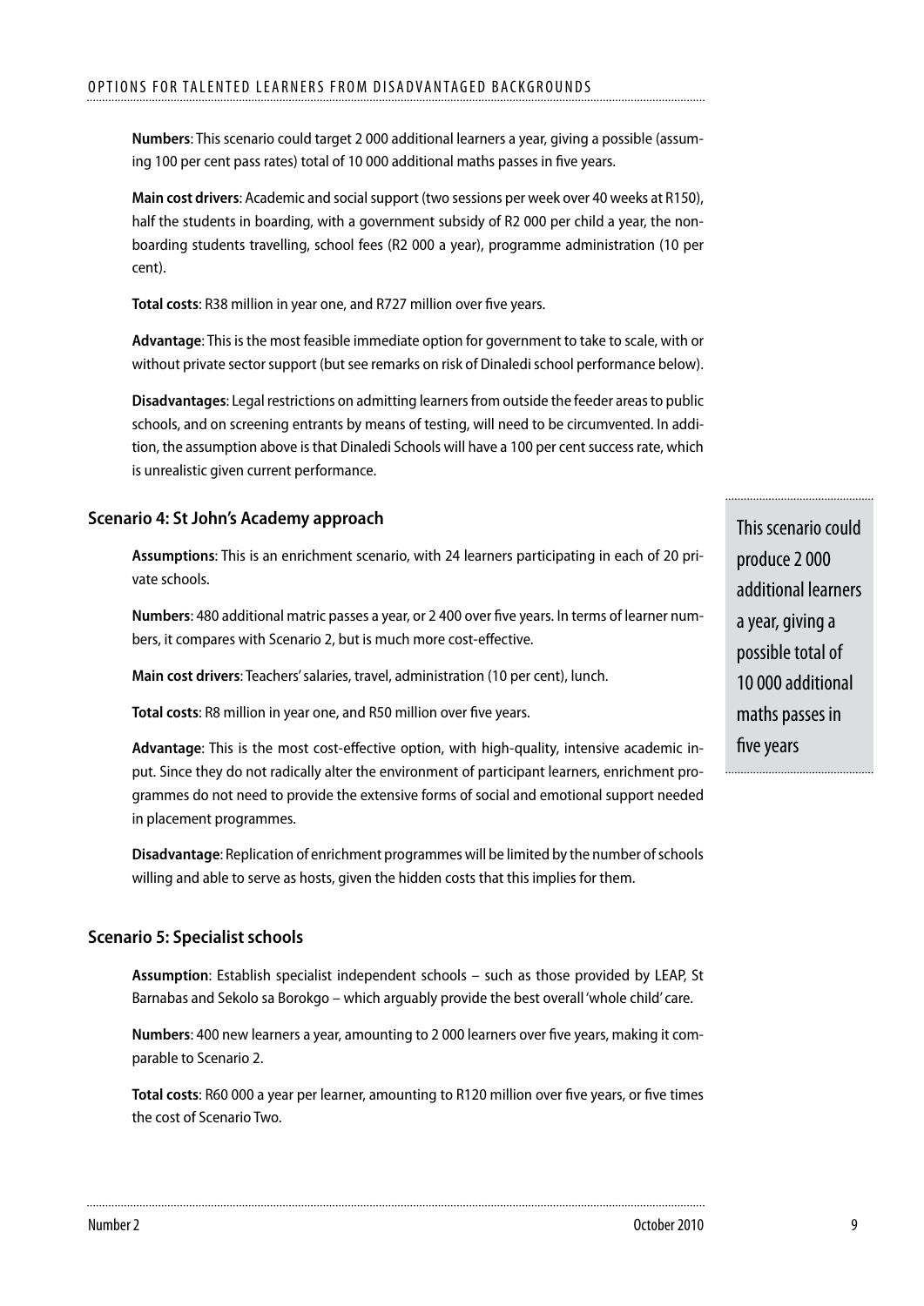**Numbers**: This scenario could target 2 000 additional learners a year, giving a possible (assuming 100 per cent pass rates) total of 10 000 additional maths passes in five years.

**Main cost drivers**: Academic and social support (two sessions per week over 40 weeks at R150), half the students in boarding, with a government subsidy of R2 000 per child a year, the non-boarding students travelling, school fees (R2 000 a year), programme administration (10 per cent).

**Total costs**: R38 million in year one, and R727 million over five years.

**Advantage**: This is the most feasible immediate option for government to take to scale, with or without private sector support (but see remarks on risk of Dinaledi school performance below).

**Disadvantages**: Legal restrictions on admitting learners from outside the feeder areas to public schools, and on screening entrants by means of testing, will need to be circumvented. In addition, the assumption above is that Dinaledi Schools will have a 100 per cent success rate, which is unrealistic given current performance.

> This scenario could produce 2 000 additional learners a year, giving a possible total of 10 000 additional maths passes in five years

### Scenario 4: St John's Academy approach

**Assumptions**: This is an enrichment scenario, with 24 learners participating in each of 20 private schools.

**Numbers**: 480 additional matric passes a year, or 2 400 over five years. In terms of learner numbers, it compares with Scenario 2, but is much more cost-effective.

**Main cost drivers**: Teachers' salaries, travel, administration (10 per cent), lunch.

**Total costs**: R8 million in year one, and R50 million over five years.

**Advantage**: This is the most cost-effective option, with high-quality, intensive academic input. Since they do not radically alter the environment of participant learners, enrichment programmes do not need to provide the extensive forms of social and emotional support needed in placement programmes.

**Disadvantage**: Replication of enrichment programmes will be limited by the number of schools willing and able to serve as hosts, given the hidden costs that this implies for them.

### Scenario 5: Specialist schools

**Assumption**: Establish specialist independent schools – such as those provided by LEAP, St Barnabas and Sekolo sa Borokgo – which arguably provide the best overall 'whole child' care.

**Numbers**: 400 new learners a year, amounting to 2 000 learners over five years, making it comparable to Scenario 2.

**Total costs**: R60 000 a year per learner, amounting to R120 million over five years, or five times the cost of Scenario Two.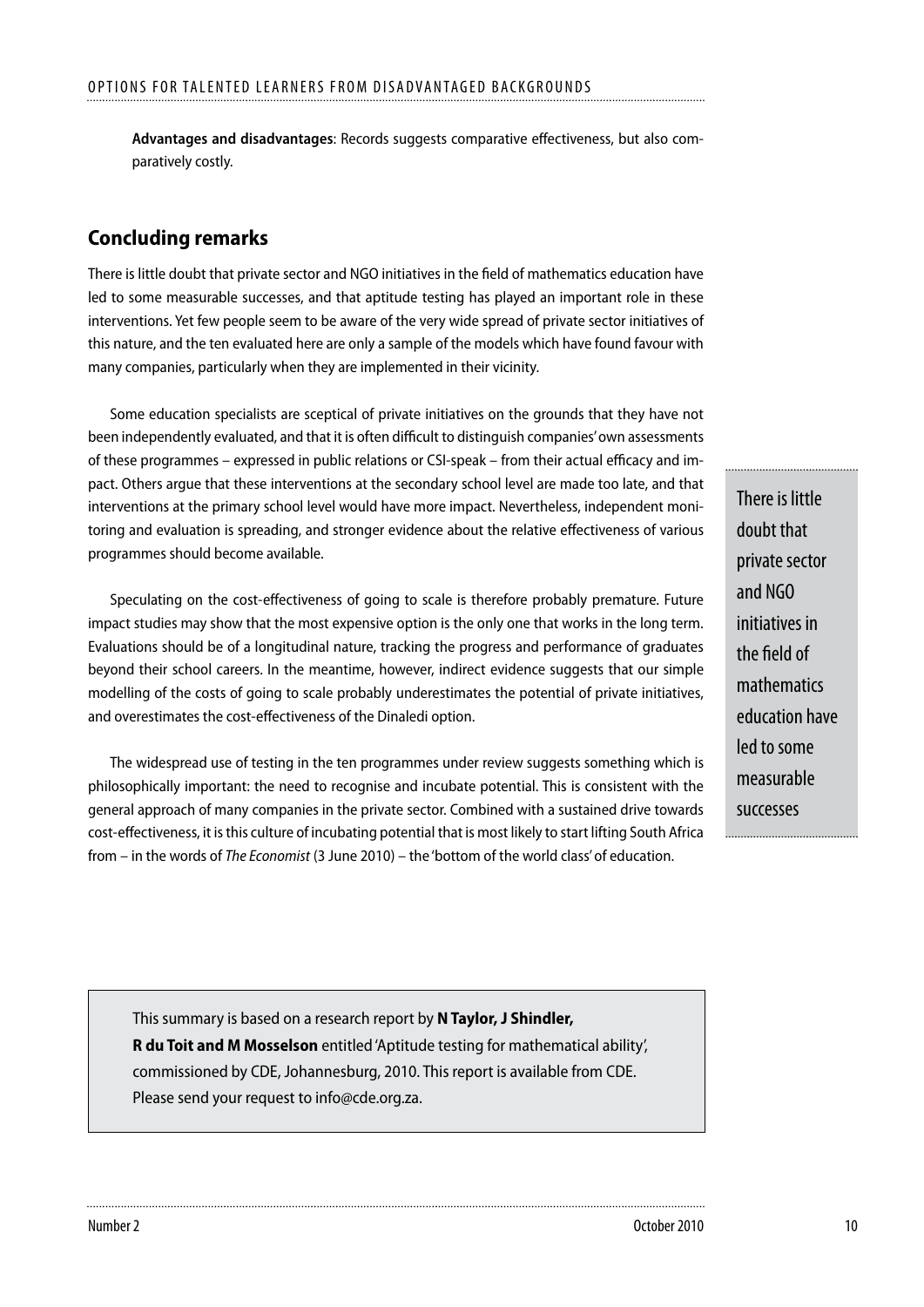**Advantages and disadvantages**: Records suggests comparative effectiveness, but also comparatively costly.

## Concluding remarks

There is little doubt that private sector and NGO initiatives in the field of mathematics education have led to some measurable successes, and that aptitude testing has played an important role in these interventions. Yet few people seem to be aware of the very wide spread of private sector initiatives of this nature, and the ten evaluated here are only a sample of the models which have found favour with many companies, particularly when they are implemented in their vicinity.

Some education specialists are sceptical of private initiatives on the grounds that they have not been independently evaluated, and that it is often difficult to distinguish companies' own assessments of these programmes – expressed in public relations or CSI-speak – from their actual efficacy and impact. Others argue that these interventions at the secondary school level are made too late, and that interventions at the primary school level would have more impact. Nevertheless, independent monitoring and evaluation is spreading, and stronger evidence about the relative effectiveness of various programmes should become available.

Speculating on the cost-effectiveness of going to scale is therefore probably premature. Future impact studies may show that the most expensive option is the only one that works in the long term. Evaluations should be of a longitudinal nature, tracking the progress and performance of graduates beyond their school careers. In the meantime, however, indirect evidence suggests that our simple modelling of the costs of going to scale probably underestimates the potential of private initiatives, and overestimates the cost-effectiveness of the Dinaledi option.

The widespread use of testing in the ten programmes under review suggests something which is philosophically important: the need to recognise and incubate potential. This is consistent with the general approach of many companies in the private sector. Combined with a sustained drive towards cost-effectiveness, it is this culture of incubating potential that is most likely to start lifting South Africa from – in the words of *The Economist* (3 June 2010) – the 'bottom of the world class' of education.

> There is little doubt that private sector and NGO initiatives in the field of mathematics education have led to some measurable successes

This summary is based on a research report by **N Taylor, J Shindler, R du Toit and M Mosselson** entitled 'Aptitude testing for mathematical ability', commissioned by CDE, Johannesburg, 2010. This report is available from CDE. Please send your request to info@cde.org.za.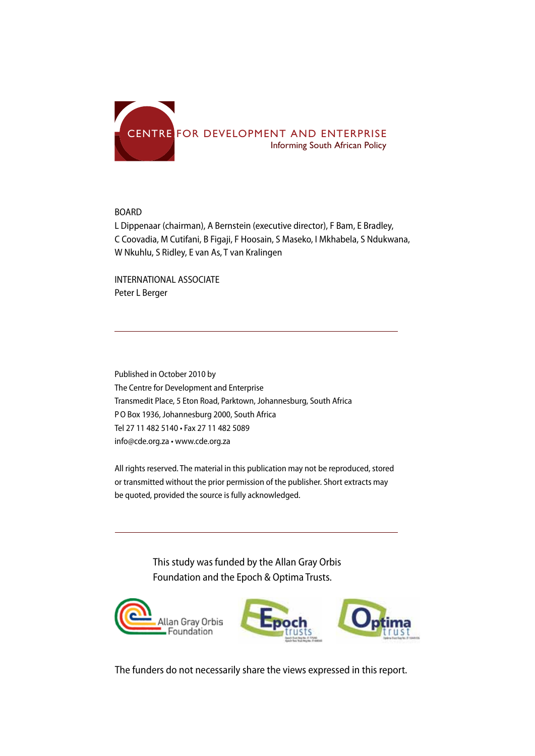CENTRE FOR DEVELOPMENT AND ENTERPRISE
Informing South African Policy

BOARD
L Dippenaar (chairman), A Bernstein (executive director), F Bam, E Bradley, C Coovadia, M Cutifani, B Figaji, F Hoosain, S Maseko, I Mkhabela, S Ndukwana, W Nkuhlu, S Ridley, E van As, T van Kralingen

INTERNATIONAL ASSOCIATE
Peter L Berger

---

Published in October 2010 by
The Centre for Development and Enterprise
Transmedit Place, 5 Eton Road, Parktown, Johannesburg, South Africa
P O Box 1936, Johannesburg 2000, South Africa
Tel 27 11 482 5140 • Fax 27 11 482 5089
info@cde.org.za • www.cde.org.za

All rights reserved. The material in this publication may not be reproduced, stored or transmitted without the prior permission of the publisher. Short extracts may be quoted, provided the source is fully acknowledged.

---

This study was funded by the Allan Gray Orbis Foundation and the Epoch & Optima Trusts.

Allan Gray Orbis Foundation

Epoch trusts

Optima trust

The funders do not necessarily share the views expressed in this report.